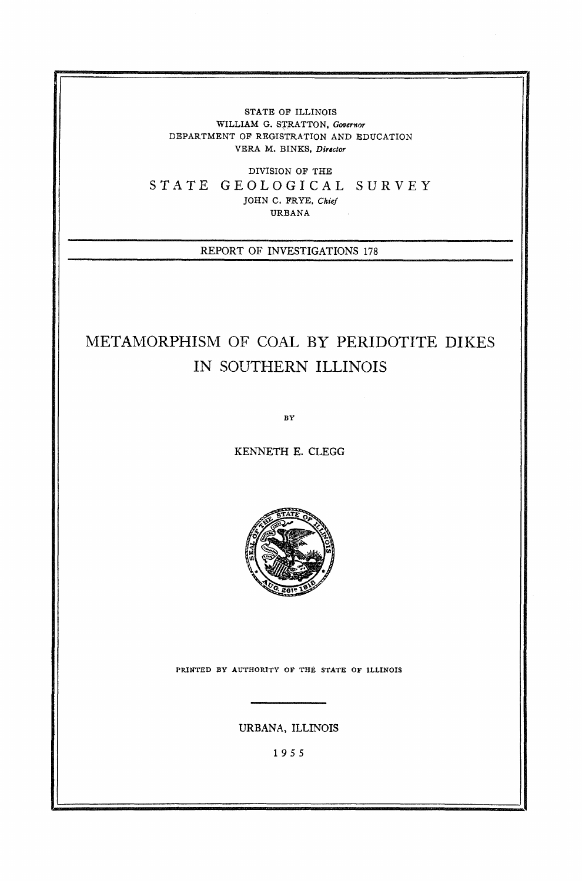STATE OF ILLINOIS
WILLIAM G. STRATTON, *Governor*
DEPARTMENT OF REGISTRATION AND EDUCATION
VERA M. BINKS, *Director*

DIVISION OF THE
STATE GEOLOGICAL SURVEY
JOHN C. FRYE, *Chief*
URBANA

REPORT OF INVESTIGATIONS 178

# METAMORPHISM OF COAL BY PERIDOTITE DIKES IN SOUTHERN ILLINOIS

BY

KENNETH E. CLEGG

PRINTED BY AUTHORITY OF THE STATE OF ILLINOIS

URBANA, ILLINOIS

1955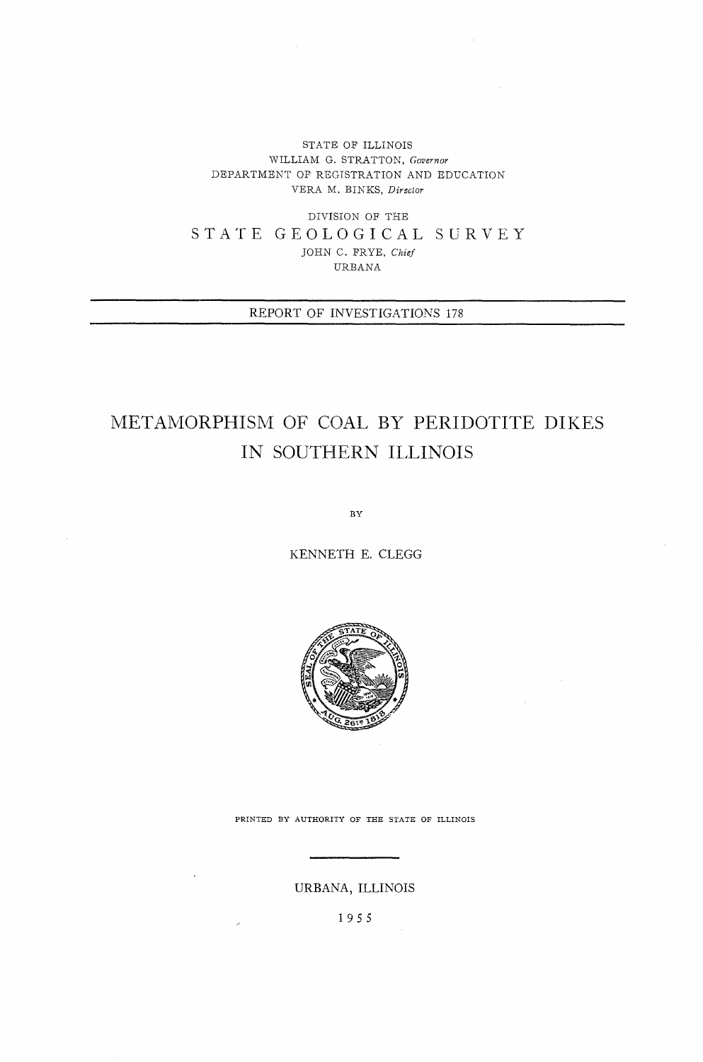STATE OF ILLINOIS
WILLIAM G. STRATTON, *Governor*
DEPARTMENT OF REGISTRATION AND EDUCATION
VERA M. BINKS, *Director*

DIVISION OF THE

STATE GEOLOGICAL SURVEY

JOHN C. FRYE, *Chief*
URBANA

REPORT OF INVESTIGATIONS 178

# METAMORPHISM OF COAL BY PERIDOTITE DIKES IN SOUTHERN ILLINOIS

BY

KENNETH E. CLEGG

PRINTED BY AUTHORITY OF THE STATE OF ILLINOIS

URBANA, ILLINOIS

1955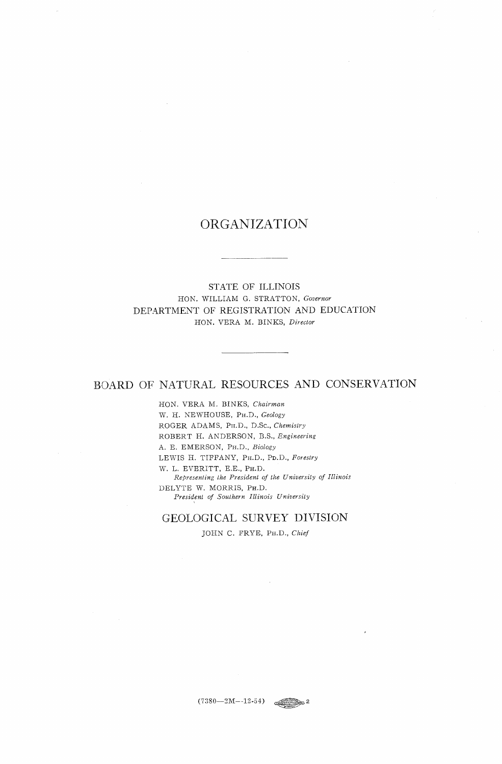# ORGANIZATION

---

STATE OF ILLINOIS

HON. WILLIAM G. STRATTON, *Governor*

DEPARTMENT OF REGISTRATION AND EDUCATION

HON. VERA M. BINKS, *Director*

---

## BOARD OF NATURAL RESOURCES AND CONSERVATION

HON. VERA M. BINKS, *Chairman*

W. H. NEWHOUSE, PH.D., *Geology*

ROGER ADAMS, PH.D., D.SC., *Chemistry*

ROBERT H. ANDERSON, B.S., *Engineering*

A. E. EMERSON, PH.D., *Biology*

LEWIS H. TIFFANY, PH.D., PD.D., *Forestry*

W. L. EVERITT, E.E., PH.D.
*Representing the President of the University of Illinois*

DELYTE W. MORRIS, PH.D.
*President of Southern Illinois University*

## GEOLOGICAL SURVEY DIVISION

JOHN C. FRYE, PH.D., *Chief*

(7380—2M—12-54)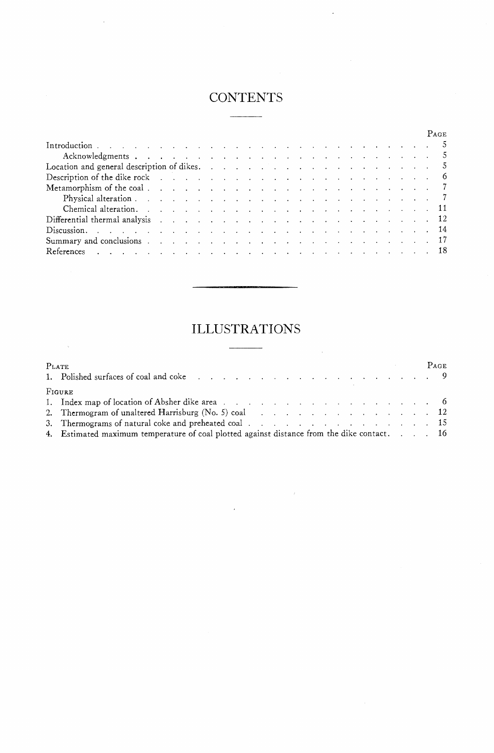# CONTENTS

| | PAGE |
|---|---|
| Introduction | 5 |
| &nbsp;&nbsp;&nbsp;&nbsp;Acknowledgments | 5 |
| Location and general description of dikes | 5 |
| Description of the dike rock | 6 |
| Metamorphism of the coal | 7 |
| &nbsp;&nbsp;&nbsp;&nbsp;Physical alteration | 7 |
| &nbsp;&nbsp;&nbsp;&nbsp;Chemical alteration | 11 |
| Differential thermal analysis | 12 |
| Discussion | 14 |
| Summary and conclusions | 17 |
| References | 18 |

# ILLUSTRATIONS

| PLATE | PAGE |
|---|---|
| 1. Polished surfaces of coal and coke | 9 |

| FIGURE | PAGE |
|---|---|
| 1. Index map of location of Absher dike area | 6 |
| 2. Thermogram of unaltered Harrisburg (No. 5) coal | 12 |
| 3. Thermograms of natural coke and preheated coal | 15 |
| 4. Estimated maximum temperature of coal plotted against distance from the dike contact | 16 |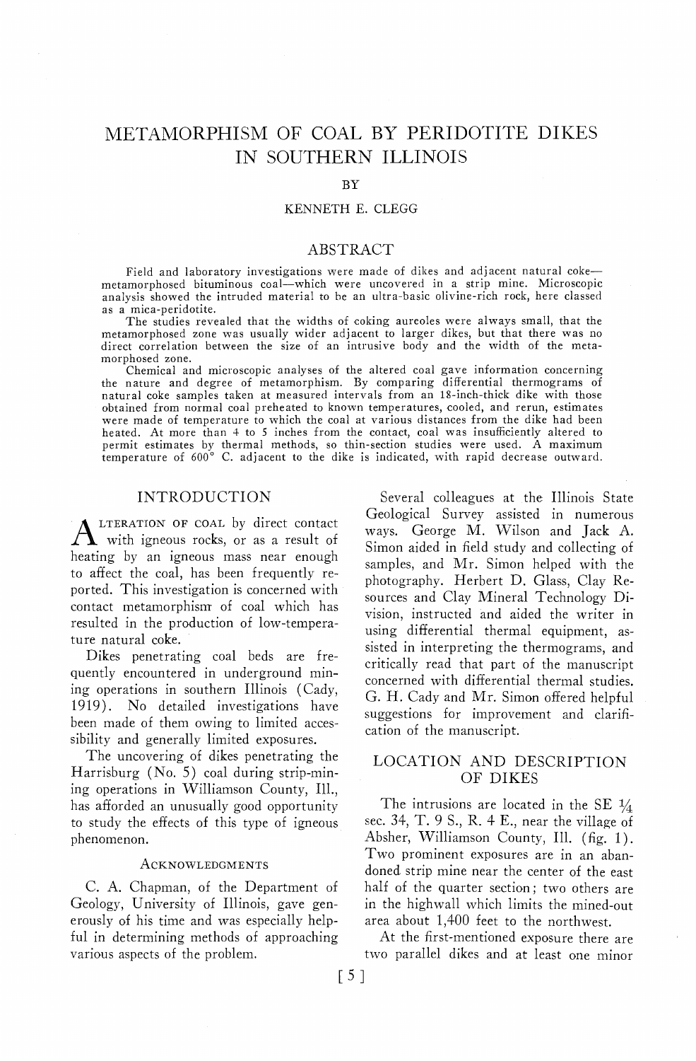# METAMORPHISM OF COAL BY PERIDOTITE DIKES IN SOUTHERN ILLINOIS

BY

KENNETH E. CLEGG

## ABSTRACT

Field and laboratory investigations were made of dikes and adjacent natural coke—metamorphosed bituminous coal—which were uncovered in a strip mine. Microscopic analysis showed the intruded material to be an ultra-basic olivine-rich rock, here classed as a mica-peridotite.

The studies revealed that the widths of coking aureoles were always small, that the metamorphosed zone was usually wider adjacent to larger dikes, but that there was no direct correlation between the size of an intrusive body and the width of the metamorphosed zone.

Chemical and microscopic analyses of the altered coal gave information concerning the nature and degree of metamorphism. By comparing differential thermograms of natural coke samples taken at measured intervals from an 18-inch-thick dike with those obtained from normal coal preheated to known temperatures, cooled, and rerun, estimates were made of temperature to which the coal at various distances from the dike had been heated. At more than 4 to 5 inches from the contact, coal was insufficiently altered to permit estimates by thermal methods, so thin-section studies were used. A maximum temperature of 600° C. adjacent to the dike is indicated, with rapid decrease outward.

## INTRODUCTION

ALTERATION OF COAL by direct contact with igneous rocks, or as a result of heating by an igneous mass near enough to affect the coal, has been frequently reported. This investigation is concerned with contact metamorphism of coal which has resulted in the production of low-temperature natural coke.

Dikes penetrating coal beds are frequently encountered in underground mining operations in southern Illinois (Cady, 1919). No detailed investigations have been made of them owing to limited accessibility and generally limited exposures.

The uncovering of dikes penetrating the Harrisburg (No. 5) coal during strip-mining operations in Williamson County, Ill., has afforded an unusually good opportunity to study the effects of this type of igneous phenomenon.

### ACKNOWLEDGMENTS

C. A. Chapman, of the Department of Geology, University of Illinois, gave generously of his time and was especially helpful in determining methods of approaching various aspects of the problem.

Several colleagues at the Illinois State Geological Survey assisted in numerous ways. George M. Wilson and Jack A. Simon aided in field study and collecting of samples, and Mr. Simon helped with the photography. Herbert D. Glass, Clay Resources and Clay Mineral Technology Division, instructed and aided the writer in using differential thermal equipment, assisted in interpreting the thermograms, and critically read that part of the manuscript concerned with differential thermal studies. G. H. Cady and Mr. Simon offered helpful suggestions for improvement and clarification of the manuscript.

## LOCATION AND DESCRIPTION OF DIKES

The intrusions are located in the SE ¼ sec. 34, T. 9 S., R. 4 E., near the village of Absher, Williamson County, Ill. (fig. 1). Two prominent exposures are in an abandoned strip mine near the center of the east half of the quarter section; two others are in the highwall which limits the mined-out area about 1,400 feet to the northwest.

At the first-mentioned exposure there are two parallel dikes and at least one minor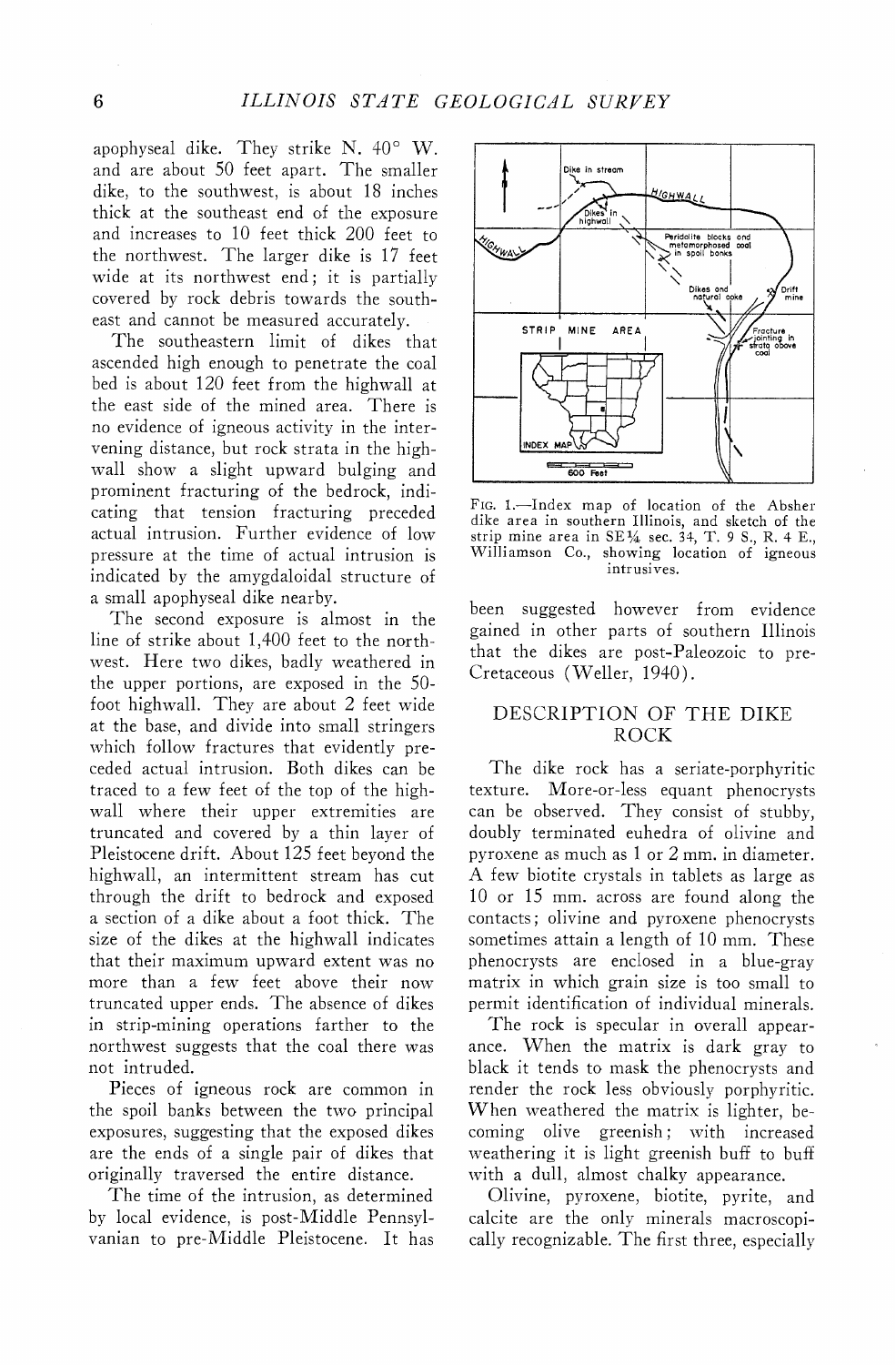apophyseal dike. They strike N. 40° W. and are about 50 feet apart. The smaller dike, to the southwest, is about 18 inches thick at the southeast end of the exposure and increases to 10 feet thick 200 feet to the northwest. The larger dike is 17 feet wide at its northwest end; it is partially covered by rock debris towards the southeast and cannot be measured accurately.

The southeastern limit of dikes that ascended high enough to penetrate the coal bed is about 120 feet from the highwall at the east side of the mined area. There is no evidence of igneous activity in the intervening distance, but rock strata in the highwall show a slight upward bulging and prominent fracturing of the bedrock, indicating that tension fracturing preceded actual intrusion. Further evidence of low pressure at the time of actual intrusion is indicated by the amygdaloidal structure of a small apophyseal dike nearby.

The second exposure is almost in the line of strike about 1,400 feet to the northwest. Here two dikes, badly weathered in the upper portions, are exposed in the 50-foot highwall. They are about 2 feet wide at the base, and divide into small stringers which follow fractures that evidently preceded actual intrusion. Both dikes can be traced to a few feet of the top of the highwall where their upper extremities are truncated and covered by a thin layer of Pleistocene drift. About 125 feet beyond the highwall, an intermittent stream has cut through the drift to bedrock and exposed a section of a dike about a foot thick. The size of the dikes at the highwall indicates that their maximum upward extent was no more than a few feet above their now truncated upper ends. The absence of dikes in strip-mining operations farther to the northwest suggests that the coal there was not intruded.

Pieces of igneous rock are common in the spoil banks between the two principal exposures, suggesting that the exposed dikes are the ends of a single pair of dikes that originally traversed the entire distance.

The time of the intrusion, as determined by local evidence, is post-Middle Pennsylvanian to pre-Middle Pleistocene. It has been suggested however from evidence gained in other parts of southern Illinois that the dikes are post-Paleozoic to pre-Cretaceous (Weller, 1940).

Fig. 1.—Index map of location of the Absher dike area in southern Illinois, and sketch of the strip mine area in SE¼ sec. 34, T. 9 S., R. 4 E., Williamson Co., showing location of igneous intrusives.

## DESCRIPTION OF THE DIKE ROCK

The dike rock has a seriate-porphyritic texture. More-or-less equant phenocrysts can be observed. They consist of stubby, doubly terminated euhedra of olivine and pyroxene as much as 1 or 2 mm. in diameter. A few biotite crystals in tablets as large as 10 or 15 mm. across are found along the contacts; olivine and pyroxene phenocrysts sometimes attain a length of 10 mm. These phenocrysts are enclosed in a blue-gray matrix in which grain size is too small to permit identification of individual minerals.

The rock is specular in overall appearance. When the matrix is dark gray to black it tends to mask the phenocrysts and render the rock less obviously porphyritic. When weathered the matrix is lighter, becoming olive greenish; with increased weathering it is light greenish buff to buff with a dull, almost chalky appearance.

Olivine, pyroxene, biotite, pyrite, and calcite are the only minerals macroscopically recognizable. The first three, especially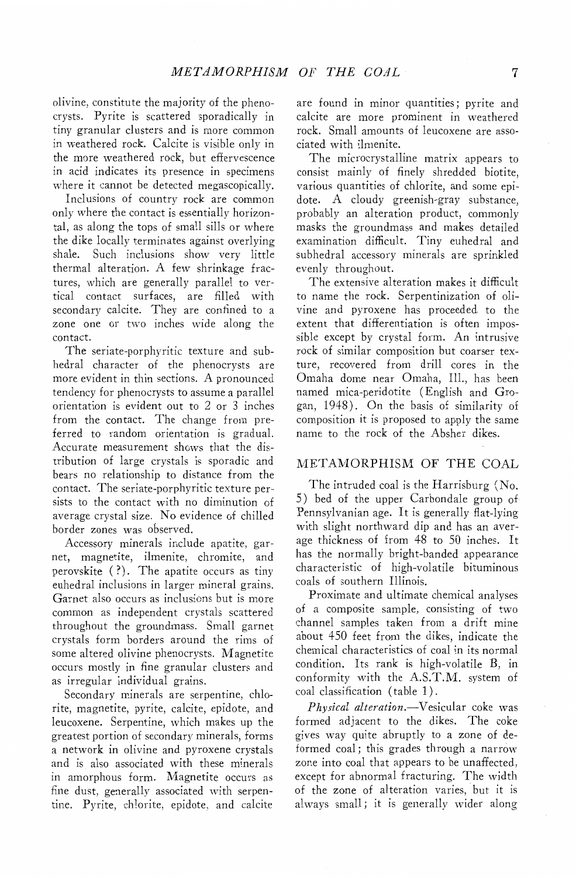olivine, constitute the majority of the phenocrysts. Pyrite is scattered sporadically in tiny granular clusters and is more common in weathered rock. Calcite is visible only in the more weathered rock, but effervescence in acid indicates its presence in specimens where it cannot be detected megascopically.

Inclusions of country rock are common only where the contact is essentially horizontal, as along the tops of small sills or where the dike locally terminates against overlying shale. Such inclusions show very little thermal alteration. A few shrinkage fractures, which are generally parallel to vertical contact surfaces, are filled with secondary calcite. They are confined to a zone one or two inches wide along the contact.

The seriate-porphyritic texture and subhedral character of the phenocrysts are more evident in thin sections. A pronounced tendency for phenocrysts to assume a parallel orientation is evident out to 2 or 3 inches from the contact. The change from preferred to random orientation is gradual. Accurate measurement shows that the distribution of large crystals is sporadic and bears no relationship to distance from the contact. The seriate-porphyritic texture persists to the contact with no diminution of average crystal size. No evidence of chilled border zones was observed.

Accessory minerals include apatite, garnet, magnetite, ilmenite, chromite, and perovskite (?). The apatite occurs as tiny euhedral inclusions in larger mineral grains. Garnet also occurs as inclusions but is more common as independent crystals scattered throughout the groundmass. Small garnet crystals form borders around the rims of some altered olivine phenocrysts. Magnetite occurs mostly in fine granular clusters and as irregular individual grains.

Secondary minerals are serpentine, chlorite, magnetite, pyrite, calcite, epidote, and leucoxene. Serpentine, which makes up the greatest portion of secondary minerals, forms a network in olivine and pyroxene crystals and is also associated with these minerals in amorphous form. Magnetite occurs as fine dust, generally associated with serpentine. Pyrite, chlorite, epidote, and calcite are found in minor quantities; pyrite and calcite are more prominent in weathered rock. Small amounts of leucoxene are associated with ilmenite.

The microcrystalline matrix appears to consist mainly of finely shredded biotite, various quantities of chlorite, and some epidote. A cloudy greenish-gray substance, probably an alteration product, commonly masks the groundmass and makes detailed examination difficult. Tiny euhedral and subhedral accessory minerals are sprinkled evenly throughout.

The extensive alteration makes it difficult to name the rock. Serpentinization of olivine and pyroxene has proceeded to the extent that differentiation is often impossible except by crystal form. An intrusive rock of similar composition but coarser texture, recovered from drill cores in the Omaha dome near Omaha, Ill., has been named mica-peridotite (English and Grogan, 1948). On the basis of similarity of composition it is proposed to apply the same name to the rock of the Absher dikes.

## METAMORPHISM OF THE COAL

The intruded coal is the Harrisburg (No. 5) bed of the upper Carbondale group of Pennsylvanian age. It is generally flat-lying with slight northward dip and has an average thickness of from 48 to 50 inches. It has the normally bright-banded appearance characteristic of high-volatile bituminous coals of southern Illinois.

Proximate and ultimate chemical analyses of a composite sample, consisting of two channel samples taken from a drift mine about 450 feet from the dikes, indicate the chemical characteristics of coal in its normal condition. Its rank is high-volatile B, in conformity with the A.S.T.M. system of coal classification (table 1).

*Physical alteration.*—Vesicular coke was formed adjacent to the dikes. The coke gives way quite abruptly to a zone of deformed coal; this grades through a narrow zone into coal that appears to be unaffected, except for abnormal fracturing. The width of the zone of alteration varies, but it is always small; it is generally wider along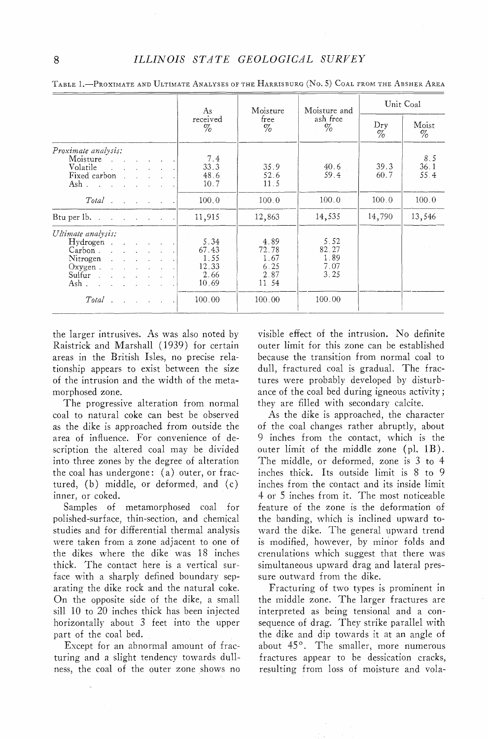TABLE 1.—PROXIMATE AND ULTIMATE ANALYSES OF THE HARRISBURG (No. 5) COAL FROM THE ABSHER AREA

| | As received % | Moisture free % | Moisture and ash free % | Unit Coal | |
|---|---|---|---|---|---|
| | | | | Dry % | Moist % |
| *Proximate analysis:* | | | | | |
| Moisture | 7.4 | | | | 8.5 |
| Volatile | 33.3 | 35.9 | 40.6 | 39.3 | 36.1 |
| Fixed carbon | 48.6 | 52.6 | 59.4 | 60.7 | 55.4 |
| Ash | 10.7 | 11.5 | | | |
| *Total* | 100.0 | 100.0 | 100.0 | 100.0 | 100.0 |
| Btu per lb. | 11,915 | 12,863 | 14,535 | 14,790 | 13,546 |
| *Ultimate analysis:* | | | | | |
| Hydrogen | 5.34 | 4.89 | 5.52 | | |
| Carbon | 67.43 | 72.78 | 82.27 | | |
| Nitrogen | 1.55 | 1.67 | 1.89 | | |
| Oxygen | 12.33 | 6.25 | 7.07 | | |
| Sulfur | 2.66 | 2.87 | 3.25 | | |
| Ash | 10.69 | 11.54 | | | |
| *Total* | 100.00 | 100.00 | 100.00 | | |

the larger intrusives. As was also noted by Raistrick and Marshall (1939) for certain areas in the British Isles, no precise relationship appears to exist between the size of the intrusion and the width of the metamorphosed zone.

The progressive alteration from normal coal to natural coke can best be observed as the dike is approached from outside the area of influence. For convenience of description the altered coal may be divided into three zones by the degree of alteration the coal has undergone: (a) outer, or fractured, (b) middle, or deformed, and (c) inner, or coked.

Samples of metamorphosed coal for polished-surface, thin-section, and chemical studies and for differential thermal analysis were taken from a zone adjacent to one of the dikes where the dike was 18 inches thick. The contact here is a vertical surface with a sharply defined boundary separating the dike rock and the natural coke. On the opposite side of the dike, a small sill 10 to 20 inches thick has been injected horizontally about 3 feet into the upper part of the coal bed.

Except for an abnormal amount of fracturing and a slight tendency towards dullness, the coal of the outer zone shows no visible effect of the intrusion. No definite outer limit for this zone can be established because the transition from normal coal to dull, fractured coal is gradual. The fractures were probably developed by disturbance of the coal bed during igneous activity; they are filled with secondary calcite.

As the dike is approached, the character of the coal changes rather abruptly, about 9 inches from the contact, which is the outer limit of the middle zone (pl. 1B). The middle, or deformed, zone is 3 to 4 inches thick. Its outside limit is 8 to 9 inches from the contact and its inside limit 4 or 5 inches from it. The most noticeable feature of the zone is the deformation of the banding, which is inclined upward toward the dike. The general upward trend is modified, however, by minor folds and crenulations which suggest that there was simultaneous upward drag and lateral pressure outward from the dike.

Fracturing of two types is prominent in the middle zone. The larger fractures are interpreted as being tensional and a consequence of drag. They strike parallel with the dike and dip towards it at an angle of about 45°. The smaller, more numerous fractures appear to be dessication cracks, resulting from loss of moisture and vola-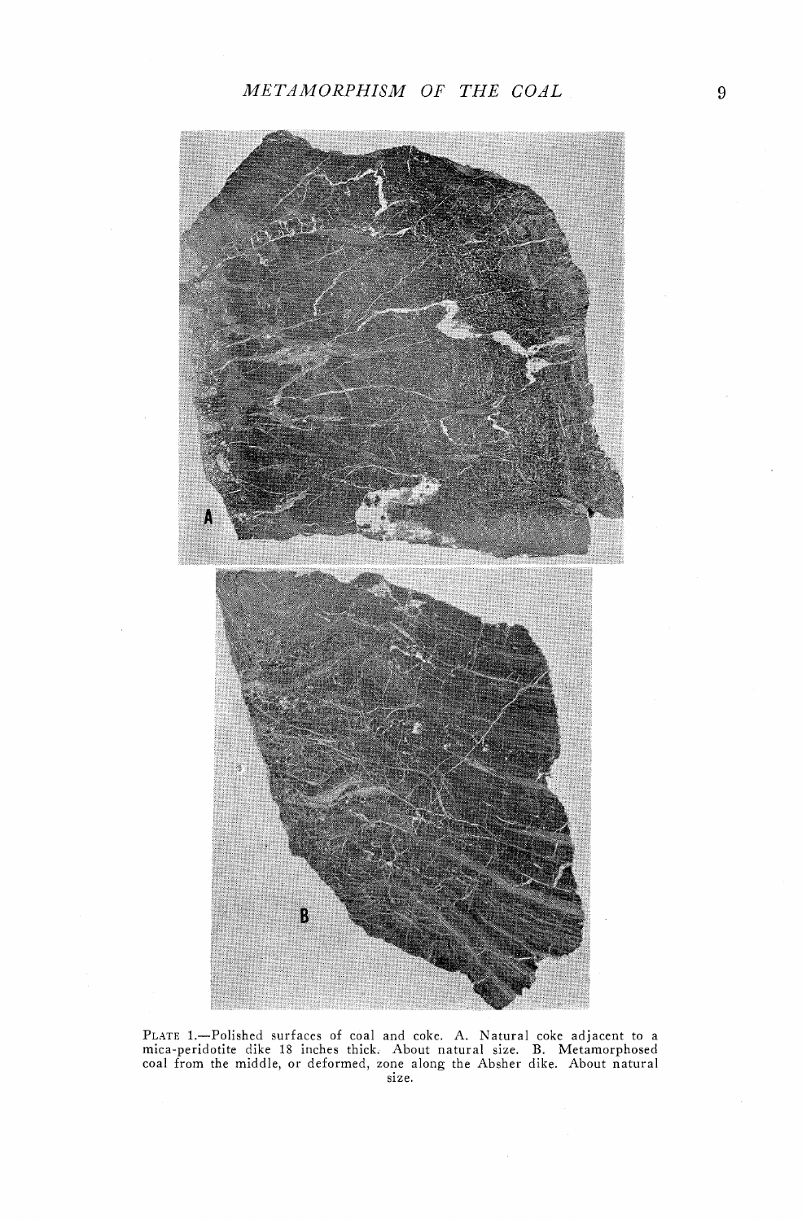Plate 1.—Polished surfaces of coal and coke. A. Natural coke adjacent to a mica-peridotite dike 18 inches thick. About natural size. B. Metamorphosed coal from the middle, or deformed, zone along the Absher dike. About natural size.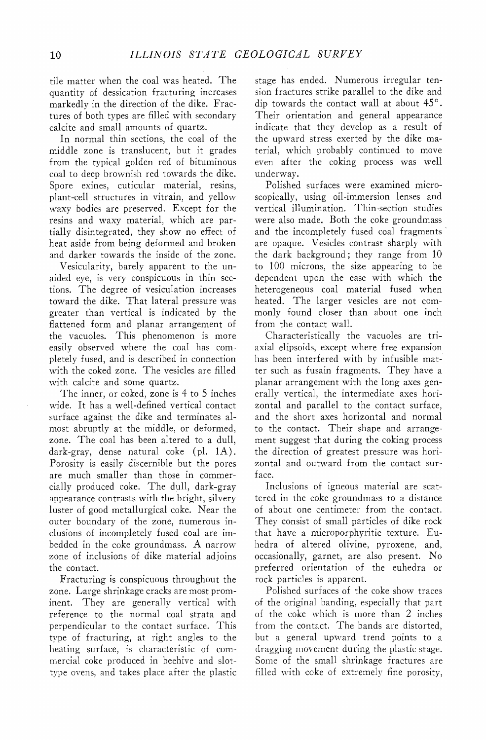tile matter when the coal was heated. The quantity of dessication fracturing increases markedly in the direction of the dike. Fractures of both types are filled with secondary calcite and small amounts of quartz.

In normal thin sections, the coal of the middle zone is translucent, but it grades from the typical golden red of bituminous coal to deep brownish red towards the dike. Spore exines, cuticular material, resins, plant-cell structures in vitrain, and yellow waxy bodies are preserved. Except for the resins and waxy material, which are partially disintegrated, they show no effect of heat aside from being deformed and broken and darker towards the inside of the zone.

Vesicularity, barely apparent to the unaided eye, is very conspicuous in thin sections. The degree of vesiculation increases toward the dike. That lateral pressure was greater than vertical is indicated by the flattened form and planar arrangement of the vacuoles. This phenomenon is more easily observed where the coal has completely fused, and is described in connection with the coked zone. The vesicles are filled with calcite and some quartz.

The inner, or coked, zone is 4 to 5 inches wide. It has a well-defined vertical contact surface against the dike and terminates almost abruptly at the middle, or deformed, zone. The coal has been altered to a dull, dark-gray, dense natural coke (pl. 1A). Porosity is easily discernible but the pores are much smaller than those in commercially produced coke. The dull, dark-gray appearance contrasts with the bright, silvery luster of good metallurgical coke. Near the outer boundary of the zone, numerous inclusions of incompletely fused coal are imbedded in the coke groundmass. A narrow zone of inclusions of dike material adjoins the contact.

Fracturing is conspicuous throughout the zone. Large shrinkage cracks are most prominent. They are generally vertical with reference to the normal coal strata and perpendicular to the contact surface. This type of fracturing, at right angles to the heating surface, is characteristic of commercial coke produced in beehive and slot-type ovens, and takes place after the plastic stage has ended. Numerous irregular tension fractures strike parallel to the dike and dip towards the contact wall at about 45°. Their orientation and general appearance indicate that they develop as a result of the upward stress exerted by the dike material, which probably continued to move even after the coking process was well underway.

Polished surfaces were examined microscopically, using oil-immersion lenses and vertical illumination. Thin-section studies were also made. Both the coke groundmass and the incompletely fused coal fragments are opaque. Vesicles contrast sharply with the dark background; they range from 10 to 100 microns, the size appearing to be dependent upon the ease with which the heterogeneous coal material fused when heated. The larger vesicles are not commonly found closer than about one inch from the contact wall.

Characteristically the vacuoles are triaxial elipsoids, except where free expansion has been interfered with by infusible matter such as fusain fragments. They have a planar arrangement with the long axes generally vertical, the intermediate axes horizontal and parallel to the contact surface, and the short axes horizontal and normal to the contact. Their shape and arrangement suggest that during the coking process the direction of greatest pressure was horizontal and outward from the contact surface.

Inclusions of igneous material are scattered in the coke groundmass to a distance of about one centimeter from the contact. They consist of small particles of dike rock that have a microporphyritic texture. Euhedra of altered olivine, pyroxene, and, occasionally, garnet, are also present. No preferred orientation of the euhedra or rock particles is apparent.

Polished surfaces of the coke show traces of the original banding, especially that part of the coke which is more than 2 inches from the contact. The bands are distorted, but a general upward trend points to a dragging movement during the plastic stage. Some of the small shrinkage fractures are filled with coke of extremely fine porosity,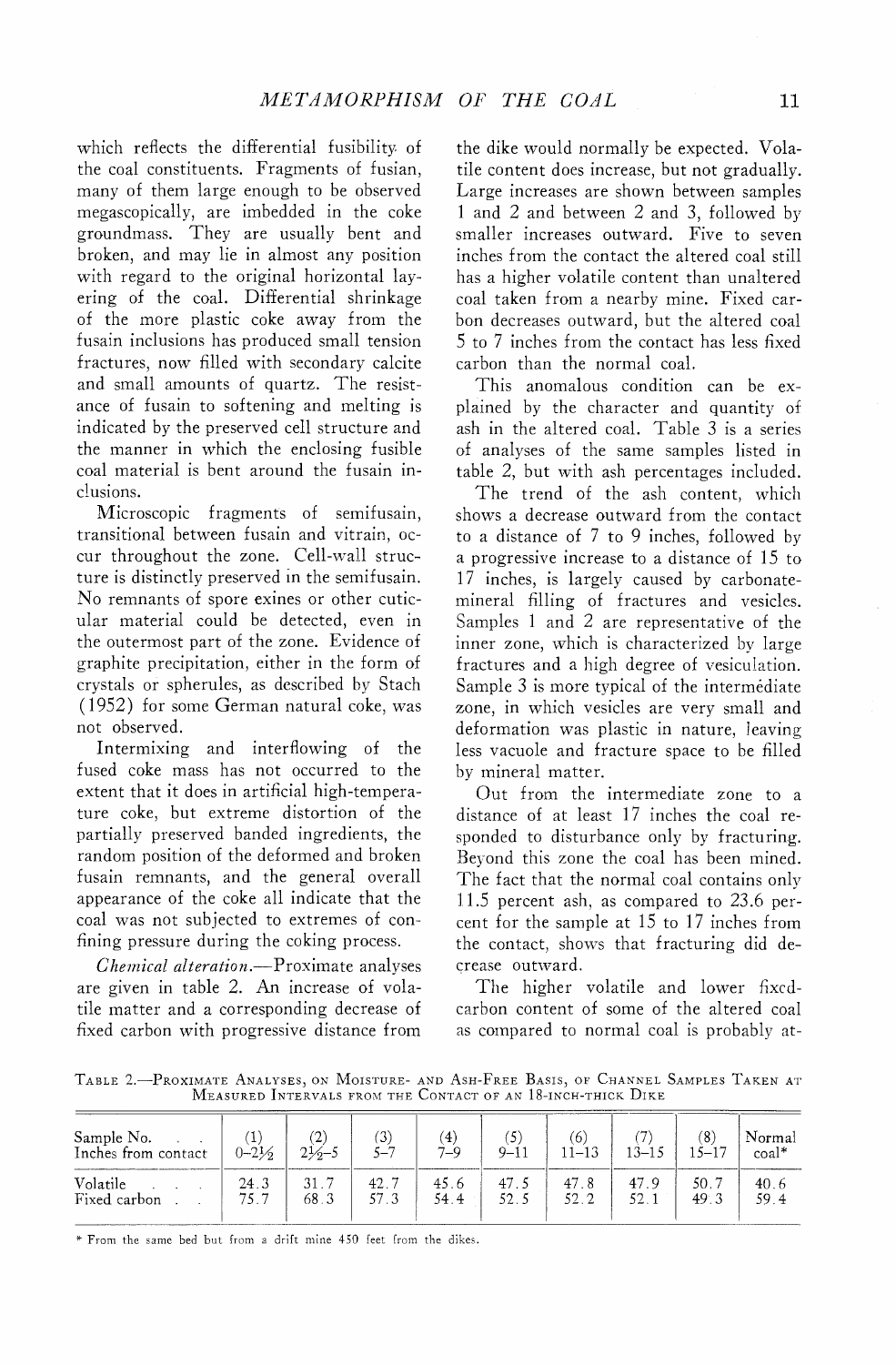which reflects the differential fusibility of the coal constituents. Fragments of fusian, many of them large enough to be observed megascopically, are imbedded in the coke groundmass. They are usually bent and broken, and may lie in almost any position with regard to the original horizontal layering of the coal. Differential shrinkage of the more plastic coke away from the fusain inclusions has produced small tension fractures, now filled with secondary calcite and small amounts of quartz. The resistance of fusain to softening and melting is indicated by the preserved cell structure and the manner in which the enclosing fusible coal material is bent around the fusain inclusions.

Microscopic fragments of semifusain, transitional between fusain and vitrain, occur throughout the zone. Cell-wall structure is distinctly preserved in the semifusain. No remnants of spore exines or other cuticular material could be detected, even in the outermost part of the zone. Evidence of graphite precipitation, either in the form of crystals or spherules, as described by Stach (1952) for some German natural coke, was not observed.

Intermixing and interflowing of the fused coke mass has not occurred to the extent that it does in artificial high-temperature coke, but extreme distortion of the partially preserved banded ingredients, the random position of the deformed and broken fusain remnants, and the general overall appearance of the coke all indicate that the coal was not subjected to extremes of confining pressure during the coking process.

*Chemical alteration.*—Proximate analyses are given in table 2. An increase of volatile matter and a corresponding decrease of fixed carbon with progressive distance from the dike would normally be expected. Volatile content does increase, but not gradually. Large increases are shown between samples 1 and 2 and between 2 and 3, followed by smaller increases outward. Five to seven inches from the contact the altered coal still has a higher volatile content than unaltered coal taken from a nearby mine. Fixed carbon decreases outward, but the altered coal 5 to 7 inches from the contact has less fixed carbon than the normal coal.

This anomalous condition can be explained by the character and quantity of ash in the altered coal. Table 3 is a series of analyses of the same samples listed in table 2, but with ash percentages included.

The trend of the ash content, which shows a decrease outward from the contact to a distance of 7 to 9 inches, followed by a progressive increase to a distance of 15 to 17 inches, is largely caused by carbonate-mineral filling of fractures and vesicles. Samples 1 and 2 are representative of the inner zone, which is characterized by large fractures and a high degree of vesiculation. Sample 3 is more typical of the intermediate zone, in which vesicles are very small and deformation was plastic in nature, leaving less vacuole and fracture space to be filled by mineral matter.

Out from the intermediate zone to a distance of at least 17 inches the coal responded to disturbance only by fracturing. Beyond this zone the coal has been mined. The fact that the normal coal contains only 11.5 percent ash, as compared to 23.6 percent for the sample at 15 to 17 inches from the contact, shows that fracturing did decrease outward.

The higher volatile and lower fixed-carbon content of some of the altered coal as compared to normal coal is probably at-

TABLE 2.—PROXIMATE ANALYSES, ON MOISTURE- AND ASH-FREE BASIS, OF CHANNEL SAMPLES TAKEN AT MEASURED INTERVALS FROM THE CONTACT OF AN 18-INCH-THICK DIKE

| Sample No. / Inches from contact | (1) 0–2½ | (2) 2½–5 | (3) 5–7 | (4) 7–9 | (5) 9–11 | (6) 11–13 | (7) 13–15 | (8) 15–17 | Normal coal* |
|---|---|---|---|---|---|---|---|---|---|
| Volatile | 24.3 | 31.7 | 42.7 | 45.6 | 47.5 | 47.8 | 47.9 | 50.7 | 40.6 |
| Fixed carbon | 75.7 | 68.3 | 57.3 | 54.4 | 52.5 | 52.2 | 52.1 | 49.3 | 59.4 |

\* From the same bed but from a drift mine 450 feet from the dikes.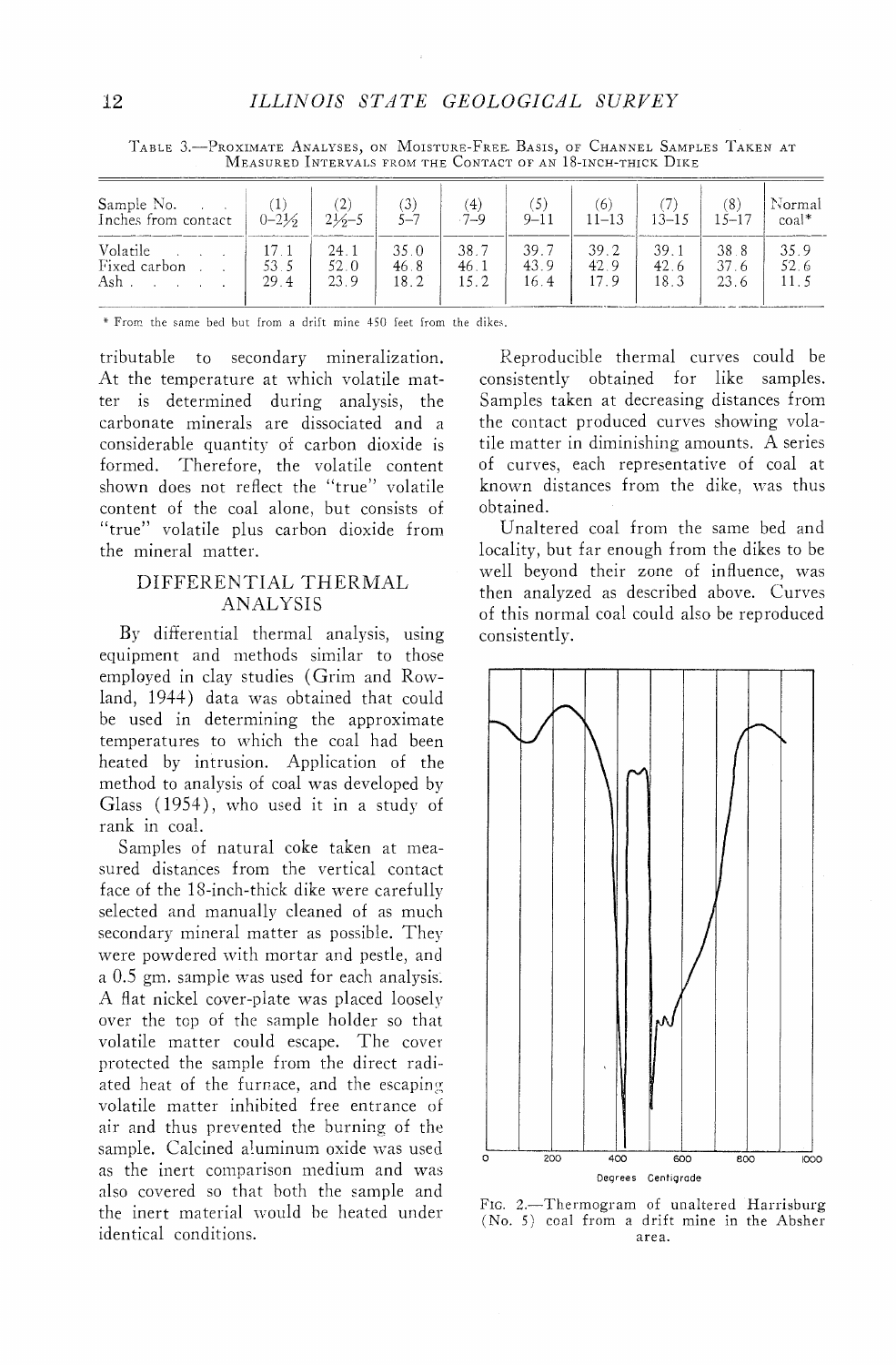TABLE 3.—PROXIMATE ANALYSES, ON MOISTURE-FREE BASIS, OF CHANNEL SAMPLES TAKEN AT MEASURED INTERVALS FROM THE CONTACT OF AN 18-INCH-THICK DIKE

| Sample No. | (1) | (2) | (3) | (4) | (5) | (6) | (7) | (8) | Normal |
|---|---|---|---|---|---|---|---|---|---|
| Inches from contact | 0–2½ | 2½–5 | 5–7 | 7–9 | 9–11 | 11–13 | 13–15 | 15–17 | coal* |
| Volatile | 17.1 | 24.1 | 35.0 | 38.7 | 39.7 | 39.2 | 39.1 | 38.8 | 35.9 |
| Fixed carbon | 53.5 | 52.0 | 46.8 | 46.1 | 43.9 | 42.9 | 42.6 | 37.6 | 52.6 |
| Ash | 29.4 | 23.9 | 18.2 | 15.2 | 16.4 | 17.9 | 18.3 | 23.6 | 11.5 |

\* From the same bed but from a drift mine 450 feet from the dikes.

tributable to secondary mineralization. At the temperature at which volatile matter is determined during analysis, the carbonate minerals are dissociated and a considerable quantity of carbon dioxide is formed. Therefore, the volatile content shown does not reflect the "true" volatile content of the coal alone, but consists of "true" volatile plus carbon dioxide from the mineral matter.

## DIFFERENTIAL THERMAL ANALYSIS

By differential thermal analysis, using equipment and methods similar to those employed in clay studies (Grim and Rowland, 1944) data was obtained that could be used in determining the approximate temperatures to which the coal had been heated by intrusion. Application of the method to analysis of coal was developed by Glass (1954), who used it in a study of rank in coal.

Samples of natural coke taken at measured distances from the vertical contact face of the 18-inch-thick dike were carefully selected and manually cleaned of as much secondary mineral matter as possible. They were powdered with mortar and pestle, and a 0.5 gm. sample was used for each analysis. A flat nickel cover-plate was placed loosely over the top of the sample holder so that volatile matter could escape. The cover protected the sample from the direct radiated heat of the furnace, and the escaping volatile matter inhibited free entrance of air and thus prevented the burning of the sample. Calcined aluminum oxide was used as the inert comparison medium and was also covered so that both the sample and the inert material would be heated under identical conditions.

Reproducible thermal curves could be consistently obtained for like samples. Samples taken at decreasing distances from the contact produced curves showing volatile matter in diminishing amounts. A series of curves, each representative of coal at known distances from the dike, was thus obtained.

Unaltered coal from the same bed and locality, but far enough from the dikes to be well beyond their zone of influence, was then analyzed as described above. Curves of this normal coal could also be reproduced consistently.

FIG. 2.—Thermogram of unaltered Harrisburg (No. 5) coal from a drift mine in the Absher area.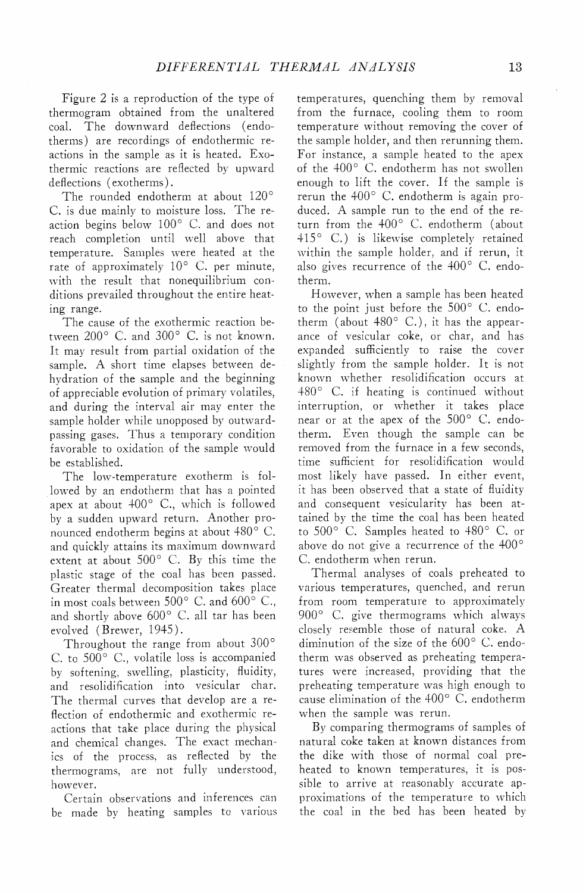Figure 2 is a reproduction of the type of thermogram obtained from the unaltered coal. The downward deflections (endotherms) are recordings of endothermic reactions in the sample as it is heated. Exothermic reactions are reflected by upward deflections (exotherms).

The rounded endotherm at about 120° C. is due mainly to moisture loss. The reaction begins below 100° C. and does not reach completion until well above that temperature. Samples were heated at the rate of approximately 10° C. per minute, with the result that nonequilibrium conditions prevailed throughout the entire heating range.

The cause of the exothermic reaction between 200° C. and 300° C. is not known. It may result from partial oxidation of the sample. A short time elapses between dehydration of the sample and the beginning of appreciable evolution of primary volatiles, and during the interval air may enter the sample holder while unopposed by outward-passing gases. Thus a temporary condition favorable to oxidation of the sample would be established.

The low-temperature exotherm is followed by an endotherm that has a pointed apex at about 400° C., which is followed by a sudden upward return. Another pronounced endotherm begins at about 480° C. and quickly attains its maximum downward extent at about 500° C. By this time the plastic stage of the coal has been passed. Greater thermal decomposition takes place in most coals between 500° C. and 600° C., and shortly above 600° C. all tar has been evolved (Brewer, 1945).

Throughout the range from about 300° C. to 500° C., volatile loss is accompanied by softening, swelling, plasticity, fluidity, and resolidification into vesicular char. The thermal curves that develop are a reflection of endothermic and exothermic reactions that take place during the physical and chemical changes. The exact mechanics of the process, as reflected by the thermograms, are not fully understood, however.

Certain observations and inferences can be made by heating samples to various temperatures, quenching them by removal from the furnace, cooling them to room temperature without removing the cover of the sample holder, and then rerunning them. For instance, a sample heated to the apex of the 400° C. endotherm has not swollen enough to lift the cover. If the sample is rerun the 400° C. endotherm is again produced. A sample run to the end of the return from the 400° C. endotherm (about 415° C.) is likewise completely retained within the sample holder, and if rerun, it also gives recurrence of the 400° C. endotherm.

However, when a sample has been heated to the point just before the 500° C. endotherm (about 480° C.), it has the appearance of vesicular coke, or char, and has expanded sufficiently to raise the cover slightly from the sample holder. It is not known whether resolidification occurs at 480° C. if heating is continued without interruption, or whether it takes place near or at the apex of the 500° C. endotherm. Even though the sample can be removed from the furnace in a few seconds, time sufficient for resolidification would most likely have passed. In either event, it has been observed that a state of fluidity and consequent vesicularity has been attained by the time the coal has been heated to 500° C. Samples heated to 480° C. or above do not give a recurrence of the 400° C. endotherm when rerun.

Thermal analyses of coals preheated to various temperatures, quenched, and rerun from room temperature to approximately 900° C. give thermograms which always closely resemble those of natural coke. A diminution of the size of the 600° C. endotherm was observed as preheating temperatures were increased, providing that the preheating temperature was high enough to cause elimination of the 400° C. endotherm when the sample was rerun.

By comparing thermograms of samples of natural coke taken at known distances from the dike with those of normal coal preheated to known temperatures, it is possible to arrive at reasonably accurate approximations of the temperature to which the coal in the bed has been heated by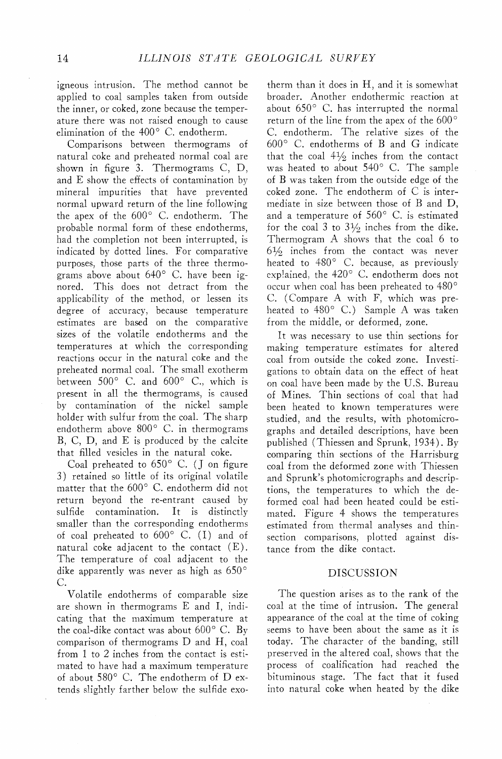igneous intrusion. The method cannot be applied to coal samples taken from outside the inner, or coked, zone because the temperature there was not raised enough to cause elimination of the 400° C. endotherm.

Comparisons between thermograms of natural coke and preheated normal coal are shown in figure 3. Thermograms C, D, and E show the effects of contamination by mineral impurities that have prevented normal upward return of the line following the apex of the 600° C. endotherm. The probable normal form of these endotherms, had the completion not been interrupted, is indicated by dotted lines. For comparative purposes, those parts of the three thermograms above about 640° C. have been ignored. This does not detract from the applicability of the method, or lessen its degree of accuracy, because temperature estimates are based on the comparative sizes of the volatile endotherms and the temperatures at which the corresponding reactions occur in the natural coke and the preheated normal coal. The small exotherm between 500° C. and 600° C., which is present in all the thermograms, is caused by contamination of the nickel sample holder with sulfur from the coal. The sharp endotherm above 800° C. in thermograms B, C, D, and E is produced by the calcite that filled vesicles in the natural coke.

Coal preheated to 650° C. (J on figure 3) retained so little of its original volatile matter that the 600° C. endotherm did not return beyond the re-entrant caused by sulfide contamination. It is distinctly smaller than the corresponding endotherms of coal preheated to 600° C. (I) and of natural coke adjacent to the contact (E). The temperature of coal adjacent to the dike apparently was never as high as 650° C.

Volatile endotherms of comparable size are shown in thermograms E and I, indicating that the maximum temperature at the coal-dike contact was about 600° C. By comparison of thermograms D and H, coal from 1 to 2 inches from the contact is estimated to have had a maximum temperature of about 580° C. The endotherm of D extends slightly farther below the sulfide exotherm than it does in H, and it is somewhat broader. Another endothermic reaction at about 650° C. has interrupted the normal return of the line from the apex of the 600° C. endotherm. The relative sizes of the 600° C. endotherms of B and G indicate that the coal 4½ inches from the contact was heated to about 540° C. The sample of B was taken from the outside edge of the coked zone. The endotherm of C is intermediate in size between those of B and D, and a temperature of 560° C. is estimated for the coal 3 to 3½ inches from the dike. Thermogram A shows that the coal 6 to 6½ inches from the contact was never heated to 480° C. because, as previously explained, the 420° C. endotherm does not occur when coal has been preheated to 480° C. (Compare A with F, which was preheated to 480° C.) Sample A was taken from the middle, or deformed, zone.

It was necessary to use thin sections for making temperature estimates for altered coal from outside the coked zone. Investigations to obtain data on the effect of heat on coal have been made by the U.S. Bureau of Mines. Thin sections of coal that had been heated to known temperatures were studied, and the results, with photomicrographs and detailed descriptions, have been published (Thiessen and Sprunk, 1934). By comparing thin sections of the Harrisburg coal from the deformed zone with Thiessen and Sprunk's photomicrographs and descriptions, the temperatures to which the deformed coal had been heated could be estimated. Figure 4 shows the temperatures estimated from thermal analyses and thin-section comparisons, plotted against distance from the dike contact.

## DISCUSSION

The question arises as to the rank of the coal at the time of intrusion. The general appearance of the coal at the time of coking seems to have been about the same as it is today. The character of the banding, still preserved in the altered coal, shows that the process of coalification had reached the bituminous stage. The fact that it fused into natural coke when heated by the dike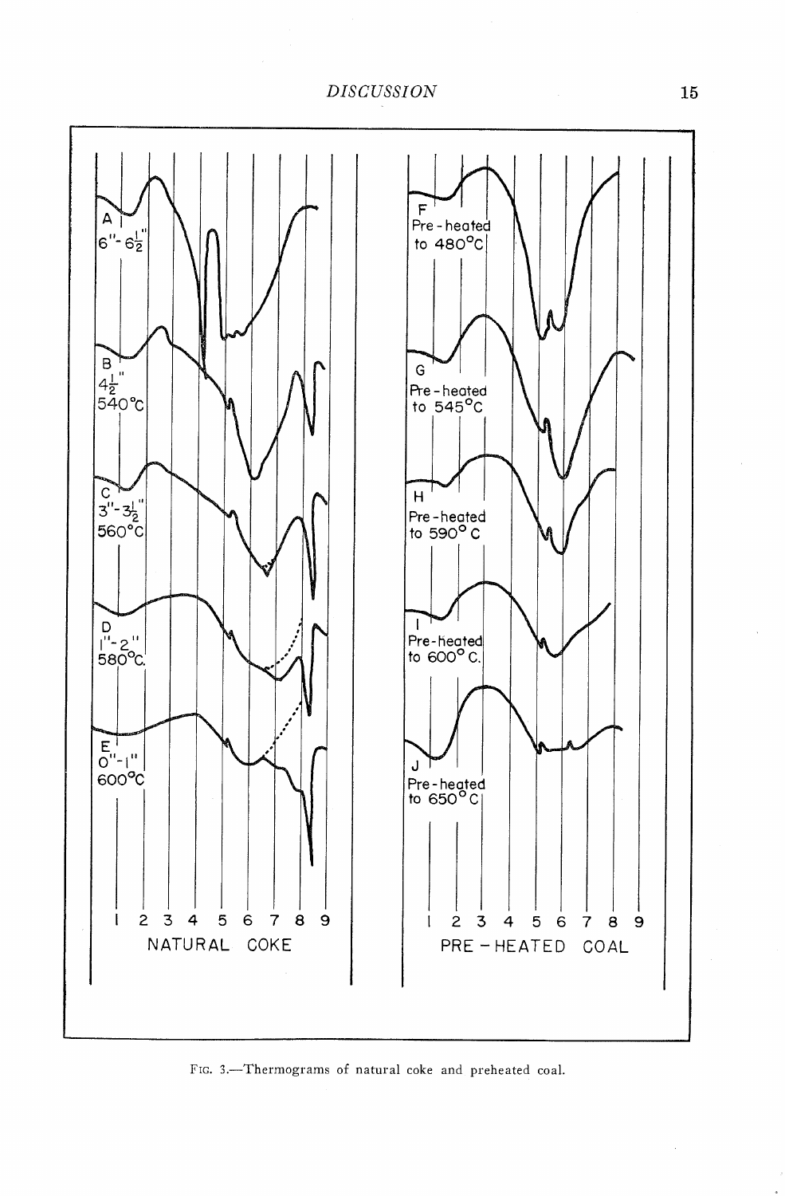Fig. 3.—Thermograms of natural coke and preheated coal.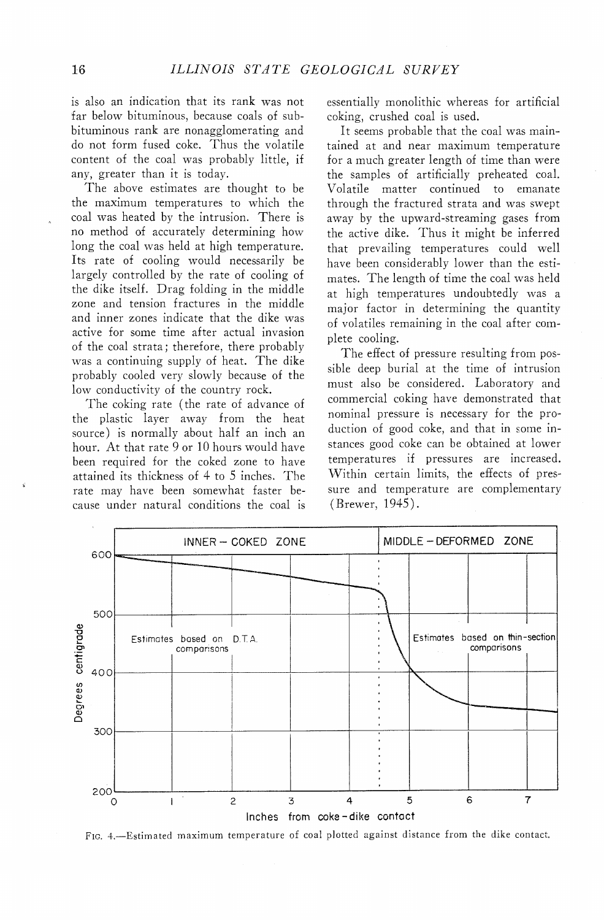is also an indication that its rank was not far below bituminous, because coals of subbituminous rank are nonagglomerating and do not form fused coke. Thus the volatile content of the coal was probably little, if any, greater than it is today.

The above estimates are thought to be the maximum temperatures to which the coal was heated by the intrusion. There is no method of accurately determining how long the coal was held at high temperature. Its rate of cooling would necessarily be largely controlled by the rate of cooling of the dike itself. Drag folding in the middle zone and tension fractures in the middle and inner zones indicate that the dike was active for some time after actual invasion of the coal strata; therefore, there probably was a continuing supply of heat. The dike probably cooled very slowly because of the low conductivity of the country rock.

The coking rate (the rate of advance of the plastic layer away from the heat source) is normally about half an inch an hour. At that rate 9 or 10 hours would have been required for the coked zone to have attained its thickness of 4 to 5 inches. The rate may have been somewhat faster because under natural conditions the coal is essentially monolithic whereas for artificial coking, crushed coal is used.

It seems probable that the coal was maintained at and near maximum temperature for a much greater length of time than were the samples of artificially preheated coal. Volatile matter continued to emanate through the fractured strata and was swept away by the upward-streaming gases from the active dike. Thus it might be inferred that prevailing temperatures could well have been considerably lower than the estimates. The length of time the coal was held at high temperatures undoubtedly was a major factor in determining the quantity of volatiles remaining in the coal after complete cooling.

The effect of pressure resulting from possible deep burial at the time of intrusion must also be considered. Laboratory and commercial coking have demonstrated that nominal pressure is necessary for the production of good coke, and that in some instances good coke can be obtained at lower temperatures if pressures are increased. Within certain limits, the effects of pressure and temperature are complementary (Brewer, 1945).

Fig. 4.—Estimated maximum temperature of coal plotted against distance from the dike contact.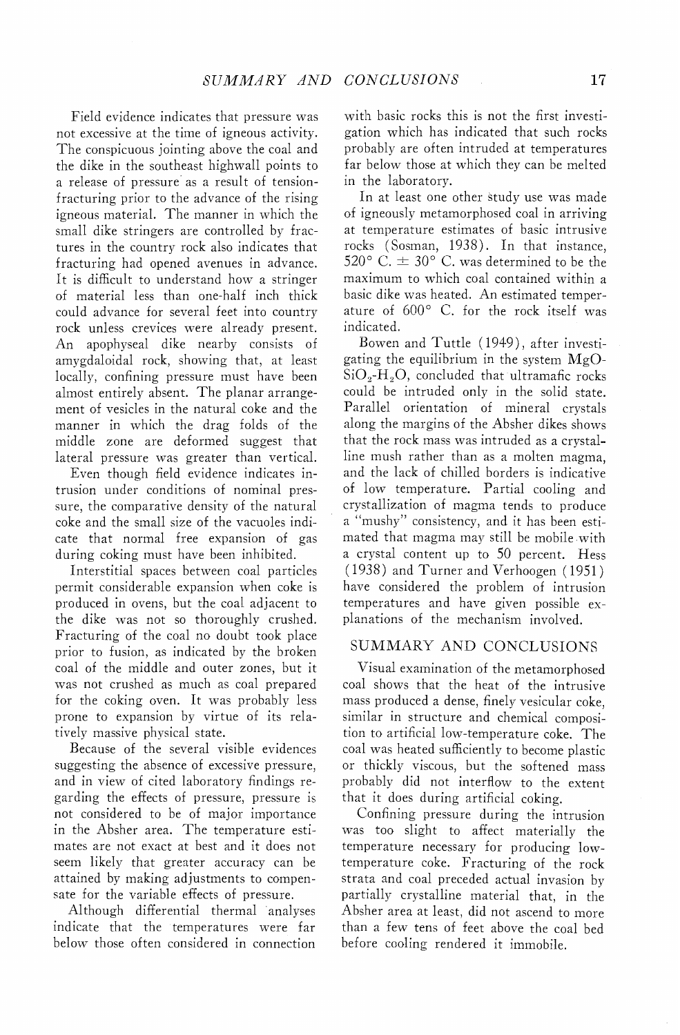Field evidence indicates that pressure was not excessive at the time of igneous activity. The conspicuous jointing above the coal and the dike in the southeast highwall points to a release of pressure as a result of tension-fracturing prior to the advance of the rising igneous material. The manner in which the small dike stringers are controlled by fractures in the country rock also indicates that fracturing had opened avenues in advance. It is difficult to understand how a stringer of material less than one-half inch thick could advance for several feet into country rock unless crevices were already present. An apophyseal dike nearby consists of amygdaloidal rock, showing that, at least locally, confining pressure must have been almost entirely absent. The planar arrangement of vesicles in the natural coke and the manner in which the drag folds of the middle zone are deformed suggest that lateral pressure was greater than vertical.

Even though field evidence indicates intrusion under conditions of nominal pressure, the comparative density of the natural coke and the small size of the vacuoles indicate that normal free expansion of gas during coking must have been inhibited.

Interstitial spaces between coal particles permit considerable expansion when coke is produced in ovens, but the coal adjacent to the dike was not so thoroughly crushed. Fracturing of the coal no doubt took place prior to fusion, as indicated by the broken coal of the middle and outer zones, but it was not crushed as much as coal prepared for the coking oven. It was probably less prone to expansion by virtue of its relatively massive physical state.

Because of the several visible evidences suggesting the absence of excessive pressure, and in view of cited laboratory findings regarding the effects of pressure, pressure is not considered to be of major importance in the Absher area. The temperature estimates are not exact at best and it does not seem likely that greater accuracy can be attained by making adjustments to compensate for the variable effects of pressure.

Although differential thermal analyses indicate that the temperatures were far below those often considered in connection with basic rocks this is not the first investigation which has indicated that such rocks probably are often intruded at temperatures far below those at which they can be melted in the laboratory.

In at least one other study use was made of igneously metamorphosed coal in arriving at temperature estimates of basic intrusive rocks (Sosman, 1938). In that instance, 520° C. ± 30° C. was determined to be the maximum to which coal contained within a basic dike was heated. An estimated temperature of 600° C. for the rock itself was indicated.

Bowen and Tuttle (1949), after investigating the equilibrium in the system $MgO$-$SiO_2$-$H_2O$, concluded that ultramafic rocks could be intruded only in the solid state. Parallel orientation of mineral crystals along the margins of the Absher dikes shows that the rock mass was intruded as a crystalline mush rather than as a molten magma, and the lack of chilled borders is indicative of low temperature. Partial cooling and crystallization of magma tends to produce a "mushy" consistency, and it has been estimated that magma may still be mobile with a crystal content up to 50 percent. Hess (1938) and Turner and Verhoogen (1951) have considered the problem of intrusion temperatures and have given possible explanations of the mechanism involved.

## SUMMARY AND CONCLUSIONS

Visual examination of the metamorphosed coal shows that the heat of the intrusive mass produced a dense, finely vesicular coke, similar in structure and chemical composition to artificial low-temperature coke. The coal was heated sufficiently to become plastic or thickly viscous, but the softened mass probably did not interflow to the extent that it does during artificial coking.

Confining pressure during the intrusion was too slight to affect materially the temperature necessary for producing low-temperature coke. Fracturing of the rock strata and coal preceded actual invasion by partially crystalline material that, in the Absher area at least, did not ascend to more than a few tens of feet above the coal bed before cooling rendered it immobile.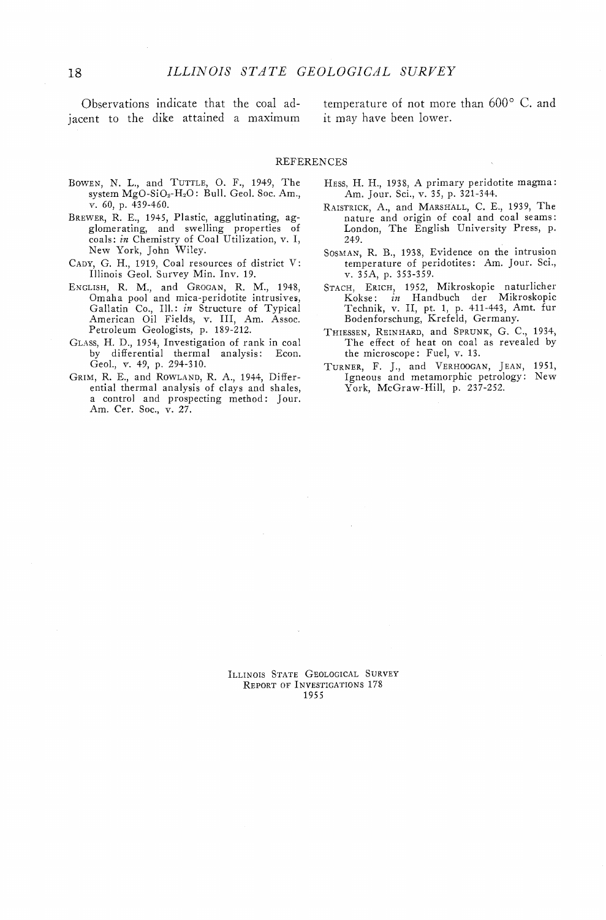Observations indicate that the coal adjacent to the dike attained a maximum temperature of not more than 600° C. and it may have been lower.

## REFERENCES

Bowen, N. L., and Tuttle, O. F., 1949, The system $MgO$-$SiO_2$-$H_2O$: Bull. Geol. Soc. Am., v. 60, p. 439-460.

Brewer, R. E., 1945, Plastic, agglutinating, agglomerating, and swelling properties of coals: *in* Chemistry of Coal Utilization, v. I, New York, John Wiley.

Cady, G. H., 1919, Coal resources of district V: Illinois Geol. Survey Min. Inv. 19.

English, R. M., and Grogan, R. M., 1948, Omaha pool and mica-peridotite intrusives, Gallatin Co., Ill.: *in* Structure of Typical American Oil Fields, v. III, Am. Assoc. Petroleum Geologists, p. 189-212.

Glass, H. D., 1954, Investigation of rank in coal by differential thermal analysis: Econ. Geol., v. 49, p. 294-310.

Grim, R. E., and Rowland, R. A., 1944, Differential thermal analysis of clays and shales, a control and prospecting method: Jour. Am. Cer. Soc., v. 27.

Hess, H. H., 1938, A primary peridotite magma: Am. Jour. Sci., v. 35, p. 321-344.

Raistrick, A., and Marshall, C. E., 1939, The nature and origin of coal and coal seams: London, The English University Press, p. 249.

Sosman, R. B., 1938, Evidence on the intrusion temperature of peridotites: Am. Jour. Sci., v. 35A, p. 353-359.

Stach, Erich, 1952, Mikroskopie naturlicher Kokse: *in* Handbuch der Mikroskopic Technik, v. II, pt. 1, p. 411-443, Amt. fur Bodenforschung, Krefeld, Germany.

Thiessen, Reinhard, and Sprunk, G. C., 1934, The effect of heat on coal as revealed by the microscope: Fuel, v. 13.

Turner, F. J., and Verhoogan, Jean, 1951, Igneous and metamorphic petrology: New York, McGraw-Hill, p. 237-252.

Illinois State Geological Survey
Report of Investigations 178
1955